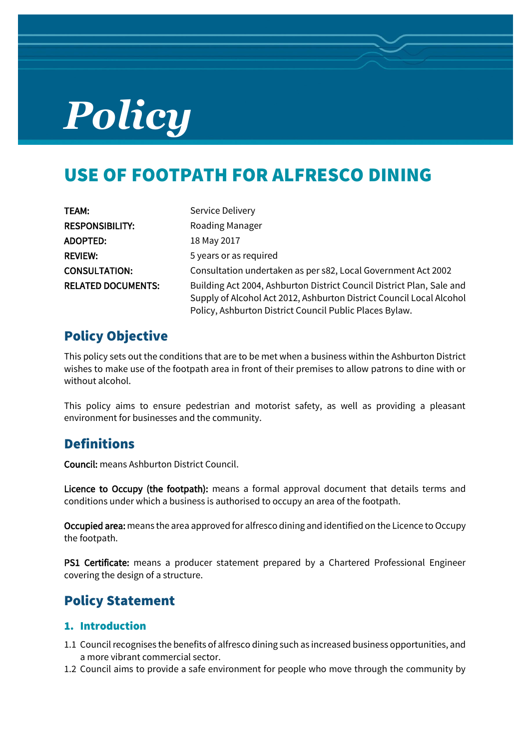# Policy

## USE OF FOOTPATH FOR ALFRESCO DINING

| | |
|---|---|
| **TEAM:** | Service Delivery |
| **RESPONSIBILITY:** | Roading Manager |
| **ADOPTED:** | 18 May 2017 |
| **REVIEW:** | 5 years or as required |
| **CONSULTATION:** | Consultation undertaken as per s82, Local Government Act 2002 |
| **RELATED DOCUMENTS:** | Building Act 2004, Ashburton District Council District Plan, Sale and Supply of Alcohol Act 2012, Ashburton District Council Local Alcohol Policy, Ashburton District Council Public Places Bylaw. |

## Policy Objective

This policy sets out the conditions that are to be met when a business within the Ashburton District wishes to make use of the footpath area in front of their premises to allow patrons to dine with or without alcohol.

This policy aims to ensure pedestrian and motorist safety, as well as providing a pleasant environment for businesses and the community.

## Definitions

**Council:** means Ashburton District Council.

**Licence to Occupy (the footpath):** means a formal approval document that details terms and conditions under which a business is authorised to occupy an area of the footpath.

**Occupied area:** means the area approved for alfresco dining and identified on the Licence to Occupy the footpath.

**PS1 Certificate:** means a producer statement prepared by a Chartered Professional Engineer covering the design of a structure.

## Policy Statement

### 1. Introduction

1.1 Council recognises the benefits of alfresco dining such as increased business opportunities, and a more vibrant commercial sector.

1.2 Council aims to provide a safe environment for people who move through the community by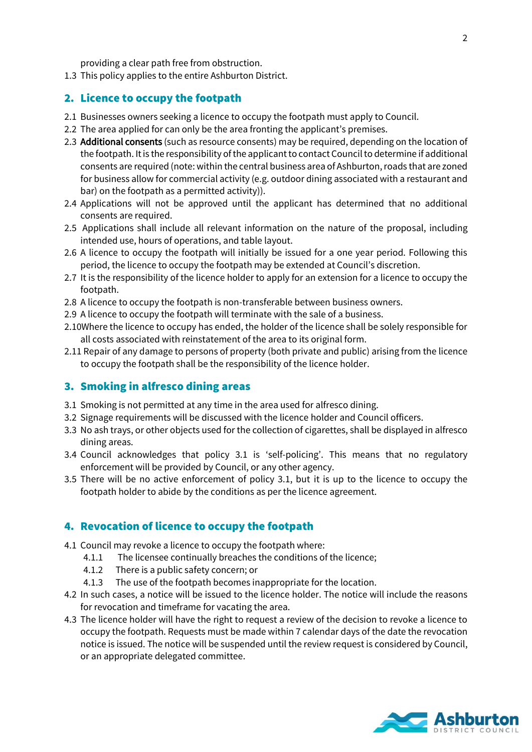providing a clear path free from obstruction.

1.3 This policy applies to the entire Ashburton District.

## 2. Licence to occupy the footpath

2.1 Businesses owners seeking a licence to occupy the footpath must apply to Council.

2.2 The area applied for can only be the area fronting the applicant's premises.

2.3 **Additional consents** (such as resource consents) may be required, depending on the location of the footpath. It is the responsibility of the applicant to contact Council to determine if additional consents are required (note: within the central business area of Ashburton, roads that are zoned for business allow for commercial activity (e.g. outdoor dining associated with a restaurant and bar) on the footpath as a permitted activity)).

2.4 Applications will not be approved until the applicant has determined that no additional consents are required.

2.5 Applications shall include all relevant information on the nature of the proposal, including intended use, hours of operations, and table layout.

2.6 A licence to occupy the footpath will initially be issued for a one year period. Following this period, the licence to occupy the footpath may be extended at Council's discretion.

2.7 It is the responsibility of the licence holder to apply for an extension for a licence to occupy the footpath.

2.8 A licence to occupy the footpath is non-transferable between business owners.

2.9 A licence to occupy the footpath will terminate with the sale of a business.

2.10 Where the licence to occupy has ended, the holder of the licence shall be solely responsible for all costs associated with reinstatement of the area to its original form.

2.11 Repair of any damage to persons of property (both private and public) arising from the licence to occupy the footpath shall be the responsibility of the licence holder.

## 3. Smoking in alfresco dining areas

3.1 Smoking is not permitted at any time in the area used for alfresco dining.

3.2 Signage requirements will be discussed with the licence holder and Council officers.

3.3 No ash trays, or other objects used for the collection of cigarettes, shall be displayed in alfresco dining areas.

3.4 Council acknowledges that policy 3.1 is 'self-policing'. This means that no regulatory enforcement will be provided by Council, or any other agency.

3.5 There will be no active enforcement of policy 3.1, but it is up to the licence to occupy the footpath holder to abide by the conditions as per the licence agreement.

## 4. Revocation of licence to occupy the footpath

4.1 Council may revoke a licence to occupy the footpath where:

- 4.1.1 The licensee continually breaches the conditions of the licence;
- 4.1.2 There is a public safety concern; or
- 4.1.3 The use of the footpath becomes inappropriate for the location.

4.2 In such cases, a notice will be issued to the licence holder. The notice will include the reasons for revocation and timeframe for vacating the area.

4.3 The licence holder will have the right to request a review of the decision to revoke a licence to occupy the footpath. Requests must be made within 7 calendar days of the date the revocation notice is issued. The notice will be suspended until the review request is considered by Council, or an appropriate delegated committee.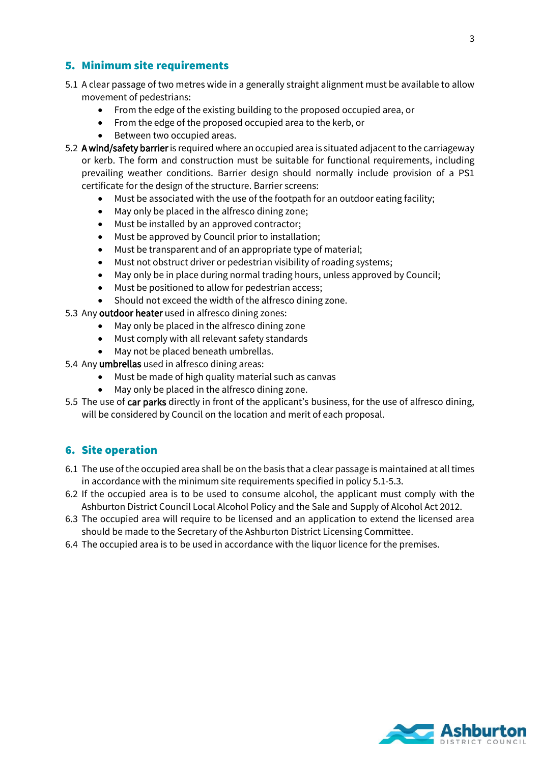## 5. Minimum site requirements

5.1 A clear passage of two metres wide in a generally straight alignment must be available to allow movement of pedestrians:

- From the edge of the existing building to the proposed occupied area, or
- From the edge of the proposed occupied area to the kerb, or
- Between two occupied areas.

5.2 **A wind/safety barrier** is required where an occupied area is situated adjacent to the carriageway or kerb. The form and construction must be suitable for functional requirements, including prevailing weather conditions. Barrier design should normally include provision of a PS1 certificate for the design of the structure. Barrier screens:

- Must be associated with the use of the footpath for an outdoor eating facility;
- May only be placed in the alfresco dining zone;
- Must be installed by an approved contractor;
- Must be approved by Council prior to installation;
- Must be transparent and of an appropriate type of material;
- Must not obstruct driver or pedestrian visibility of roading systems;
- May only be in place during normal trading hours, unless approved by Council;
- Must be positioned to allow for pedestrian access;
- Should not exceed the width of the alfresco dining zone.

5.3 Any **outdoor heater** used in alfresco dining zones:

- May only be placed in the alfresco dining zone
- Must comply with all relevant safety standards
- May not be placed beneath umbrellas.

5.4 Any **umbrellas** used in alfresco dining areas:

- Must be made of high quality material such as canvas
- May only be placed in the alfresco dining zone.

5.5 The use of **car parks** directly in front of the applicant's business, for the use of alfresco dining, will be considered by Council on the location and merit of each proposal.

## 6. Site operation

6.1 The use of the occupied area shall be on the basis that a clear passage is maintained at all times in accordance with the minimum site requirements specified in policy 5.1-5.3.

6.2 If the occupied area is to be used to consume alcohol, the applicant must comply with the Ashburton District Council Local Alcohol Policy and the Sale and Supply of Alcohol Act 2012.

6.3 The occupied area will require to be licensed and an application to extend the licensed area should be made to the Secretary of the Ashburton District Licensing Committee.

6.4 The occupied area is to be used in accordance with the liquor licence for the premises.